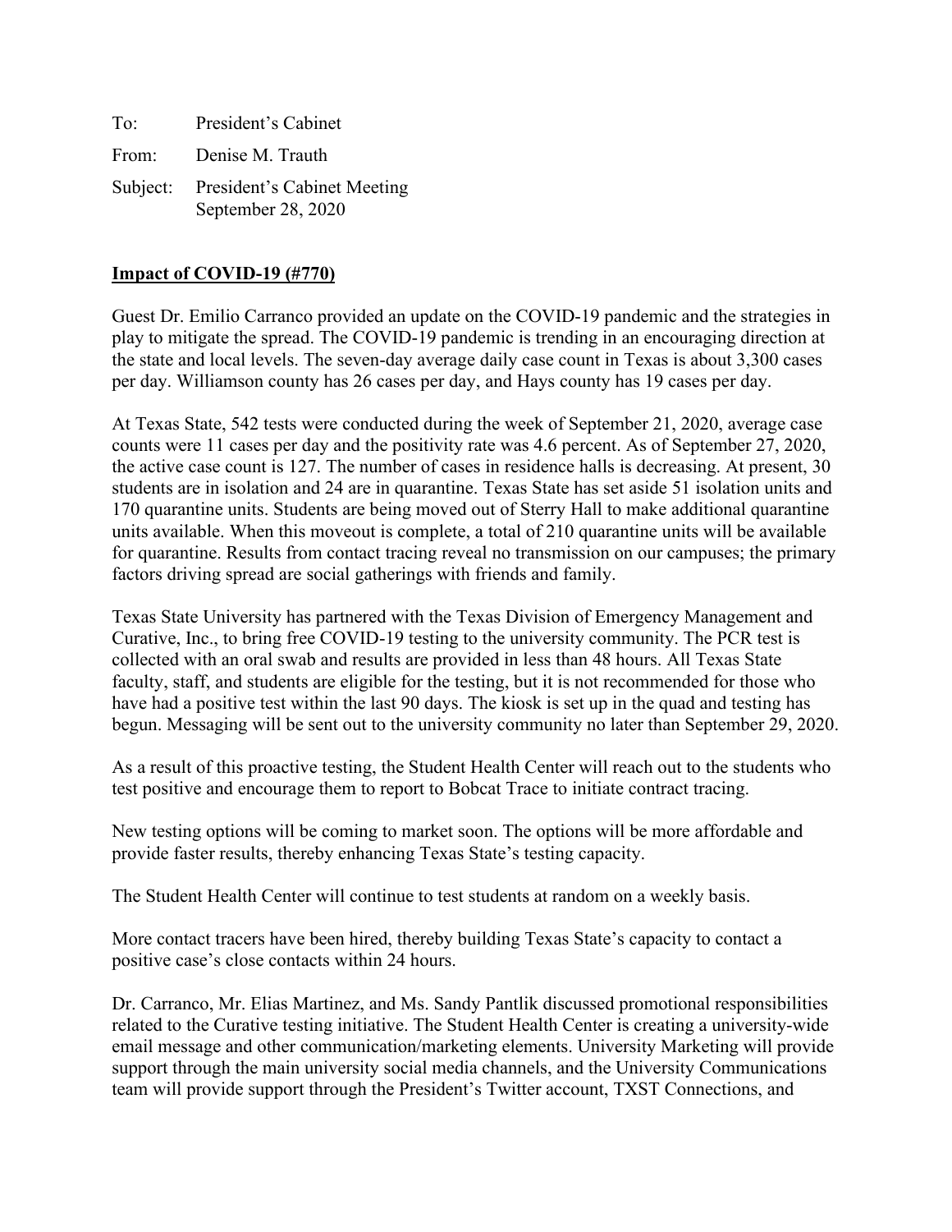To: President's Cabinet

From: Denise M. Trauth

Subject: President's Cabinet Meeting September 28, 2020

**Impact of COVID-19 (#770)**

Guest Dr. Emilio Carranco provided an update on the COVID-19 pandemic and the strategies in play to mitigate the spread. The COVID-19 pandemic is trending in an encouraging direction at the state and local levels. The seven-day average daily case count in Texas is about 3,300 cases per day. Williamson county has 26 cases per day, and Hays county has 19 cases per day.

At Texas State, 542 tests were conducted during the week of September 21, 2020, average case counts were 11 cases per day and the positivity rate was 4.6 percent. As of September 27, 2020, the active case count is 127. The number of cases in residence halls is decreasing. At present, 30 students are in isolation and 24 are in quarantine. Texas State has set aside 51 isolation units and 170 quarantine units. Students are being moved out of Sterry Hall to make additional quarantine units available. When this moveout is complete, a total of 210 quarantine units will be available for quarantine. Results from contact tracing reveal no transmission on our campuses; the primary factors driving spread are social gatherings with friends and family.

Texas State University has partnered with the Texas Division of Emergency Management and Curative, Inc., to bring free COVID-19 testing to the university community. The PCR test is collected with an oral swab and results are provided in less than 48 hours. All Texas State faculty, staff, and students are eligible for the testing, but it is not recommended for those who have had a positive test within the last 90 days. The kiosk is set up in the quad and testing has begun. Messaging will be sent out to the university community no later than September 29, 2020.

As a result of this proactive testing, the Student Health Center will reach out to the students who test positive and encourage them to report to Bobcat Trace to initiate contract tracing.

New testing options will be coming to market soon. The options will be more affordable and provide faster results, thereby enhancing Texas State's testing capacity.

The Student Health Center will continue to test students at random on a weekly basis.

More contact tracers have been hired, thereby building Texas State's capacity to contact a positive case's close contacts within 24 hours.

Dr. Carranco, Mr. Elias Martinez, and Ms. Sandy Pantlik discussed promotional responsibilities related to the Curative testing initiative. The Student Health Center is creating a university-wide email message and other communication/marketing elements. University Marketing will provide support through the main university social media channels, and the University Communications team will provide support through the President's Twitter account, TXST Connections, and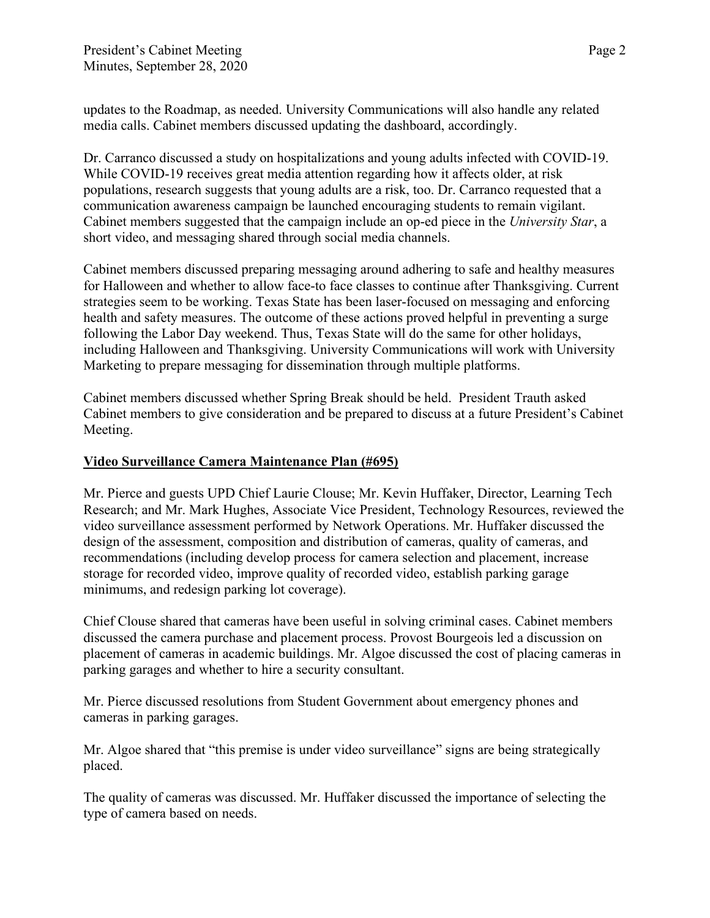updates to the Roadmap, as needed. University Communications will also handle any related media calls. Cabinet members discussed updating the dashboard, accordingly.

Dr. Carranco discussed a study on hospitalizations and young adults infected with COVID-19. While COVID-19 receives great media attention regarding how it affects older, at risk populations, research suggests that young adults are a risk, too. Dr. Carranco requested that a communication awareness campaign be launched encouraging students to remain vigilant. Cabinet members suggested that the campaign include an op-ed piece in the *University Star*, a short video, and messaging shared through social media channels.

Cabinet members discussed preparing messaging around adhering to safe and healthy measures for Halloween and whether to allow face-to face classes to continue after Thanksgiving. Current strategies seem to be working. Texas State has been laser-focused on messaging and enforcing health and safety measures. The outcome of these actions proved helpful in preventing a surge following the Labor Day weekend. Thus, Texas State will do the same for other holidays, including Halloween and Thanksgiving. University Communications will work with University Marketing to prepare messaging for dissemination through multiple platforms.

Cabinet members discussed whether Spring Break should be held. President Trauth asked Cabinet members to give consideration and be prepared to discuss at a future President's Cabinet Meeting.

**Video Surveillance Camera Maintenance Plan (#695)**

Mr. Pierce and guests UPD Chief Laurie Clouse; Mr. Kevin Huffaker, Director, Learning Tech Research; and Mr. Mark Hughes, Associate Vice President, Technology Resources, reviewed the video surveillance assessment performed by Network Operations. Mr. Huffaker discussed the design of the assessment, composition and distribution of cameras, quality of cameras, and recommendations (including develop process for camera selection and placement, increase storage for recorded video, improve quality of recorded video, establish parking garage minimums, and redesign parking lot coverage).

Chief Clouse shared that cameras have been useful in solving criminal cases. Cabinet members discussed the camera purchase and placement process. Provost Bourgeois led a discussion on placement of cameras in academic buildings. Mr. Algoe discussed the cost of placing cameras in parking garages and whether to hire a security consultant.

Mr. Pierce discussed resolutions from Student Government about emergency phones and cameras in parking garages.

Mr. Algoe shared that "this premise is under video surveillance" signs are being strategically placed.

The quality of cameras was discussed. Mr. Huffaker discussed the importance of selecting the type of camera based on needs.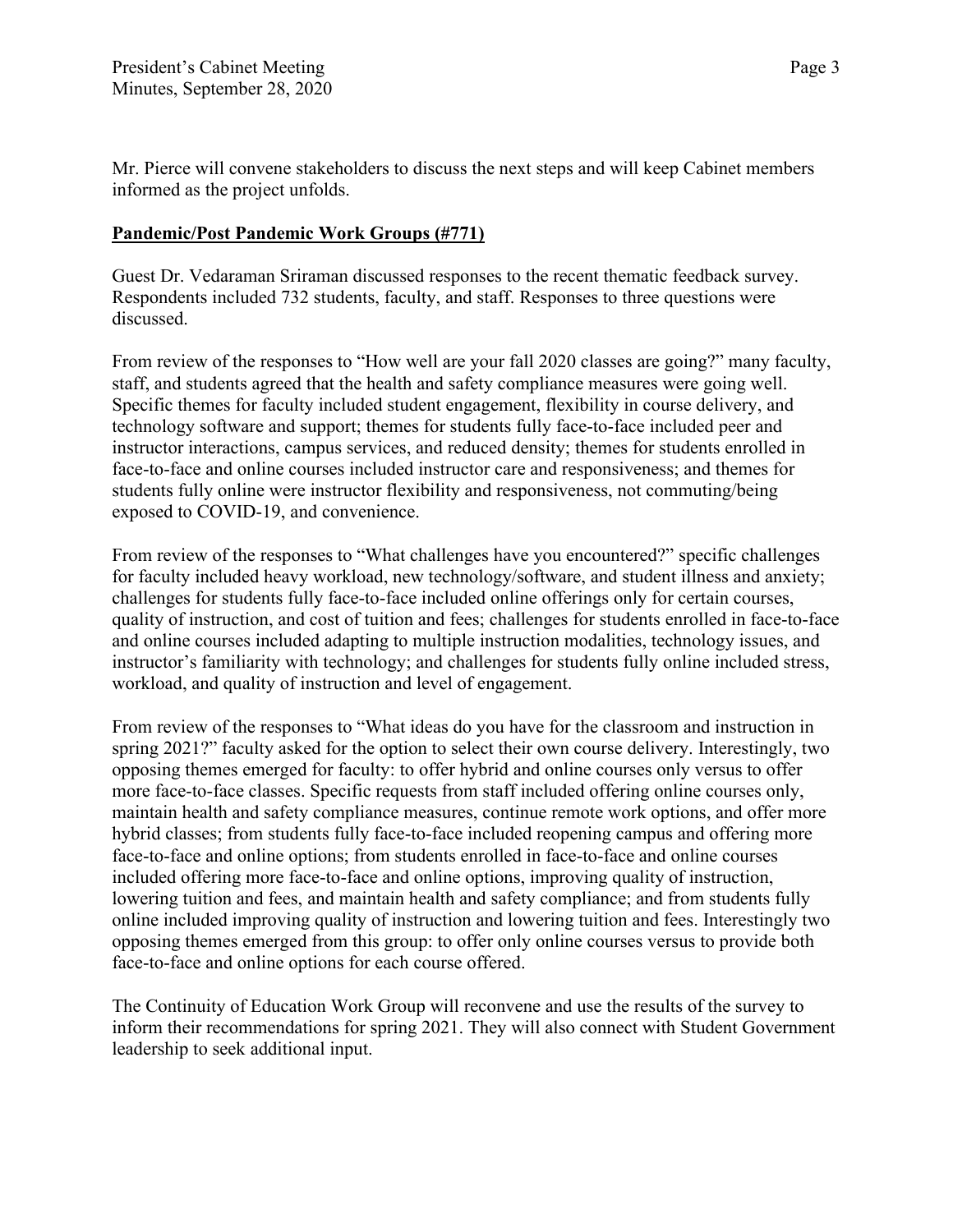Mr. Pierce will convene stakeholders to discuss the next steps and will keep Cabinet members informed as the project unfolds.

## Pandemic/Post Pandemic Work Groups (#771)

Guest Dr. Vedaraman Sriraman discussed responses to the recent thematic feedback survey. Respondents included 732 students, faculty, and staff. Responses to three questions were discussed.

From review of the responses to "How well are your fall 2020 classes are going?" many faculty, staff, and students agreed that the health and safety compliance measures were going well. Specific themes for faculty included student engagement, flexibility in course delivery, and technology software and support; themes for students fully face-to-face included peer and instructor interactions, campus services, and reduced density; themes for students enrolled in face-to-face and online courses included instructor care and responsiveness; and themes for students fully online were instructor flexibility and responsiveness, not commuting/being exposed to COVID-19, and convenience.

From review of the responses to "What challenges have you encountered?" specific challenges for faculty included heavy workload, new technology/software, and student illness and anxiety; challenges for students fully face-to-face included online offerings only for certain courses, quality of instruction, and cost of tuition and fees; challenges for students enrolled in face-to-face and online courses included adapting to multiple instruction modalities, technology issues, and instructor's familiarity with technology; and challenges for students fully online included stress, workload, and quality of instruction and level of engagement.

From review of the responses to "What ideas do you have for the classroom and instruction in spring 2021?" faculty asked for the option to select their own course delivery. Interestingly, two opposing themes emerged for faculty: to offer hybrid and online courses only versus to offer more face-to-face classes. Specific requests from staff included offering online courses only, maintain health and safety compliance measures, continue remote work options, and offer more hybrid classes; from students fully face-to-face included reopening campus and offering more face-to-face and online options; from students enrolled in face-to-face and online courses included offering more face-to-face and online options, improving quality of instruction, lowering tuition and fees, and maintain health and safety compliance; and from students fully online included improving quality of instruction and lowering tuition and fees. Interestingly two opposing themes emerged from this group: to offer only online courses versus to provide both face-to-face and online options for each course offered.

The Continuity of Education Work Group will reconvene and use the results of the survey to inform their recommendations for spring 2021. They will also connect with Student Government leadership to seek additional input.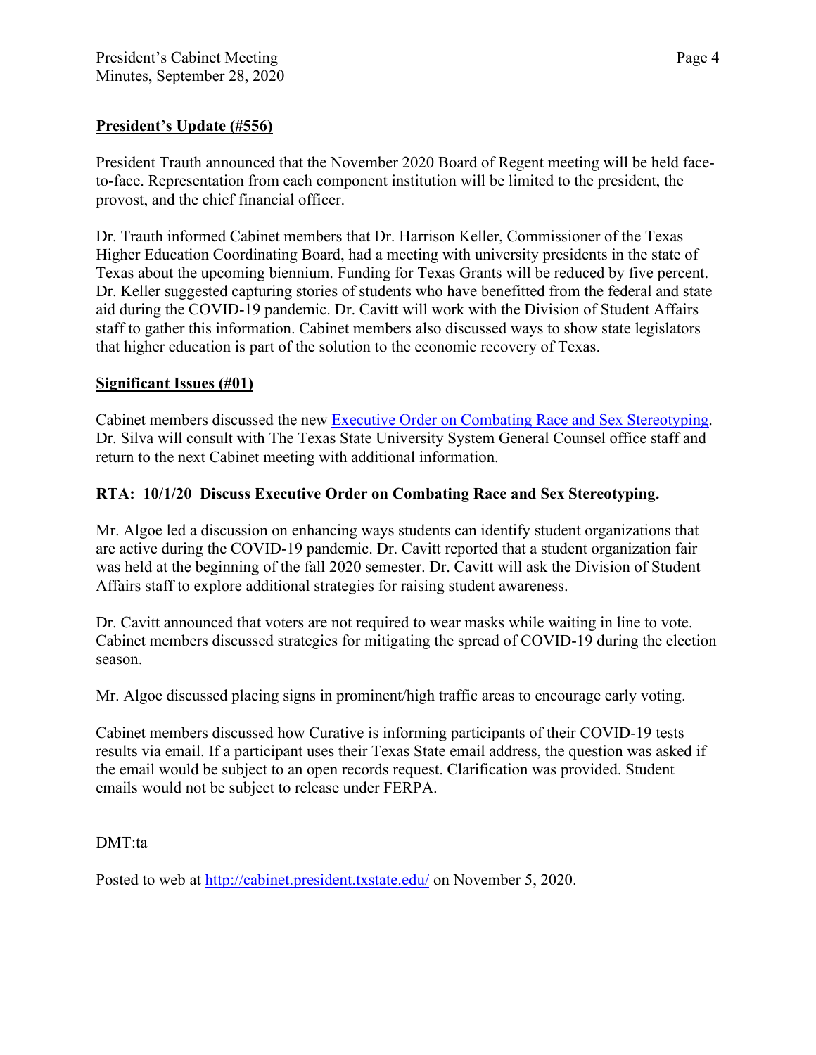**President's Update (#556)**

President Trauth announced that the November 2020 Board of Regent meeting will be held face-to-face. Representation from each component institution will be limited to the president, the provost, and the chief financial officer.

Dr. Trauth informed Cabinet members that Dr. Harrison Keller, Commissioner of the Texas Higher Education Coordinating Board, had a meeting with university presidents in the state of Texas about the upcoming biennium. Funding for Texas Grants will be reduced by five percent. Dr. Keller suggested capturing stories of students who have benefitted from the federal and state aid during the COVID-19 pandemic. Dr. Cavitt will work with the Division of Student Affairs staff to gather this information. Cabinet members also discussed ways to show state legislators that higher education is part of the solution to the economic recovery of Texas.

**Significant Issues (#01)**

Cabinet members discussed the new Executive Order on Combating Race and Sex Stereotyping. Dr. Silva will consult with The Texas State University System General Counsel office staff and return to the next Cabinet meeting with additional information.

**RTA: 10/1/20 Discuss Executive Order on Combating Race and Sex Stereotyping.**

Mr. Algoe led a discussion on enhancing ways students can identify student organizations that are active during the COVID-19 pandemic. Dr. Cavitt reported that a student organization fair was held at the beginning of the fall 2020 semester. Dr. Cavitt will ask the Division of Student Affairs staff to explore additional strategies for raising student awareness.

Dr. Cavitt announced that voters are not required to wear masks while waiting in line to vote. Cabinet members discussed strategies for mitigating the spread of COVID-19 during the election season.

Mr. Algoe discussed placing signs in prominent/high traffic areas to encourage early voting.

Cabinet members discussed how Curative is informing participants of their COVID-19 tests results via email. If a participant uses their Texas State email address, the question was asked if the email would be subject to an open records request. Clarification was provided. Student emails would not be subject to release under FERPA.

DMT:ta

Posted to web at http://cabinet.president.txstate.edu/ on November 5, 2020.